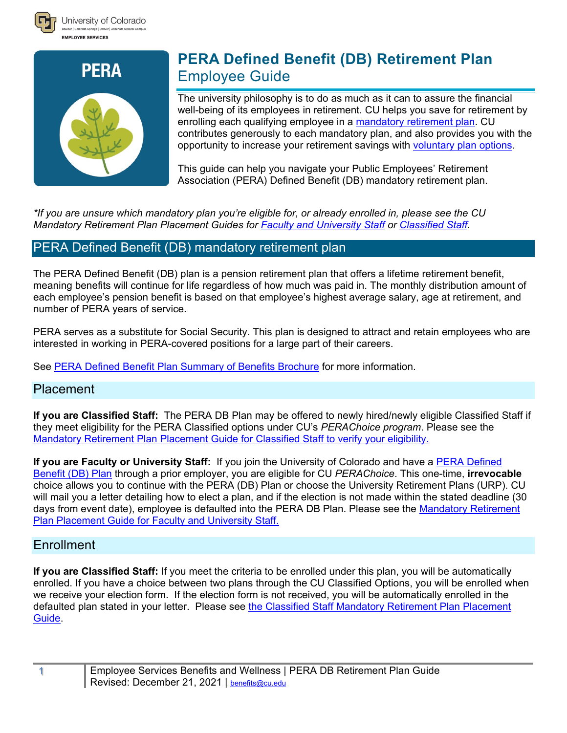University of Colorado

EMPLOYEE SERVICES

PERA

# PERA Defined Benefit (DB) Retirement Plan
## Employee Guide

The university philosophy is to do as much as it can to assure the financial well-being of its employees in retirement. CU helps you save for retirement by enrolling each qualifying employee in a mandatory retirement plan. CU contributes generously to each mandatory plan, and also provides you with the opportunity to increase your retirement savings with voluntary plan options.

This guide can help you navigate your Public Employees' Retirement Association (PERA) Defined Benefit (DB) mandatory retirement plan.

*\*If you are unsure which mandatory plan you're eligible for, or already enrolled in, please see the CU Mandatory Retirement Plan Placement Guides for Faculty and University Staff or Classified Staff.*

## PERA Defined Benefit (DB) mandatory retirement plan

The PERA Defined Benefit (DB) plan is a pension retirement plan that offers a lifetime retirement benefit, meaning benefits will continue for life regardless of how much was paid in. The monthly distribution amount of each employee's pension benefit is based on that employee's highest average salary, age at retirement, and number of PERA years of service.

PERA serves as a substitute for Social Security. This plan is designed to attract and retain employees who are interested in working in PERA-covered positions for a large part of their careers.

See PERA Defined Benefit Plan Summary of Benefits Brochure for more information.

### Placement

**If you are Classified Staff:** The PERA DB Plan may be offered to newly hired/newly eligible Classified Staff if they meet eligibility for the PERA Classified options under CU's *PERAChoice program*. Please see the Mandatory Retirement Plan Placement Guide for Classified Staff to verify your eligibility.

**If you are Faculty or University Staff:** If you join the University of Colorado and have a PERA Defined Benefit (DB) Plan through a prior employer, you are eligible for CU *PERAChoice*. This one-time, **irrevocable** choice allows you to continue with the PERA (DB) Plan or choose the University Retirement Plans (URP). CU will mail you a letter detailing how to elect a plan, and if the election is not made within the stated deadline (30 days from event date), employee is defaulted into the PERA DB Plan. Please see the Mandatory Retirement Plan Placement Guide for Faculty and University Staff.

### Enrollment

**If you are Classified Staff:** If you meet the criteria to be enrolled under this plan, you will be automatically enrolled. If you have a choice between two plans through the CU Classified Options, you will be enrolled when we receive your election form. If the election form is not received, you will be automatically enrolled in the defaulted plan stated in your letter. Please see the Classified Staff Mandatory Retirement Plan Placement Guide.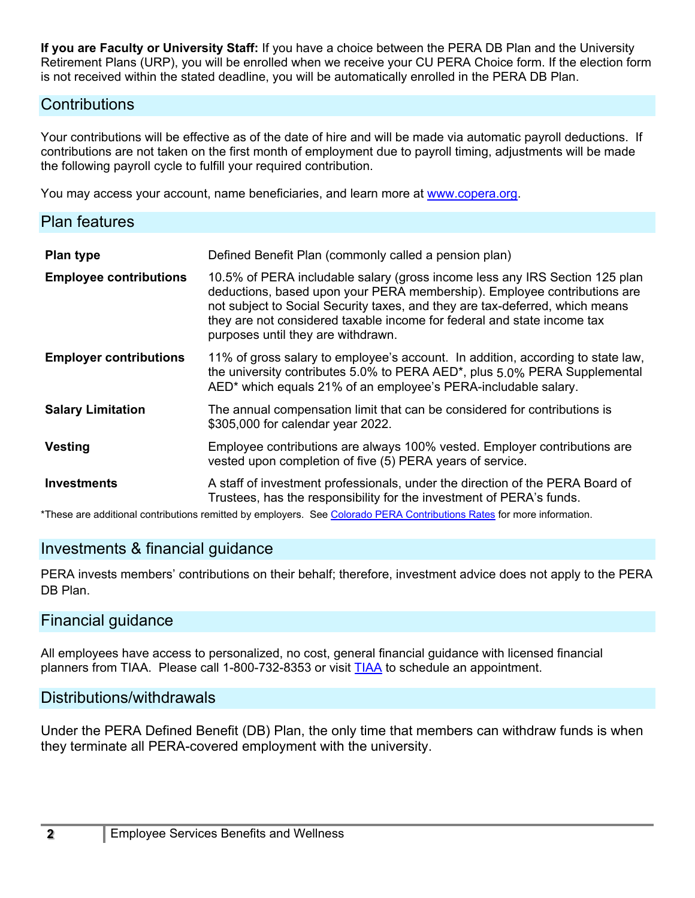**If you are Faculty or University Staff:** If you have a choice between the PERA DB Plan and the University Retirement Plans (URP), you will be enrolled when we receive your CU PERA Choice form. If the election form is not received within the stated deadline, you will be automatically enrolled in the PERA DB Plan.

## Contributions

Your contributions will be effective as of the date of hire and will be made via automatic payroll deductions. If contributions are not taken on the first month of employment due to payroll timing, adjustments will be made the following payroll cycle to fulfill your required contribution.

You may access your account, name beneficiaries, and learn more at [www.copera.org](www.copera.org).

## Plan features

| | |
|---|---|
| **Plan type** | Defined Benefit Plan (commonly called a pension plan) |
| **Employee contributions** | 10.5% of PERA includable salary (gross income less any IRS Section 125 plan deductions, based upon your PERA membership). Employee contributions are not subject to Social Security taxes, and they are tax-deferred, which means they are not considered taxable income for federal and state income tax purposes until they are withdrawn. |
| **Employer contributions** | 11% of gross salary to employee's account. In addition, according to state law, the university contributes 5.0% to PERA AED*, plus 5.0% PERA Supplemental AED* which equals 21% of an employee's PERA-includable salary. |
| **Salary Limitation** | The annual compensation limit that can be considered for contributions is $305,000 for calendar year 2022. |
| **Vesting** | Employee contributions are always 100% vested. Employer contributions are vested upon completion of five (5) PERA years of service. |
| **Investments** | A staff of investment professionals, under the direction of the PERA Board of Trustees, has the responsibility for the investment of PERA's funds. |

*These are additional contributions remitted by employers. See Colorado PERA Contributions Rates for more information.

## Investments & financial guidance

PERA invests members' contributions on their behalf; therefore, investment advice does not apply to the PERA DB Plan.

## Financial guidance

All employees have access to personalized, no cost, general financial guidance with licensed financial planners from TIAA. Please call 1-800-732-8353 or visit TIAA to schedule an appointment.

## Distributions/withdrawals

Under the PERA Defined Benefit (DB) Plan, the only time that members can withdraw funds is when they terminate all PERA-covered employment with the university.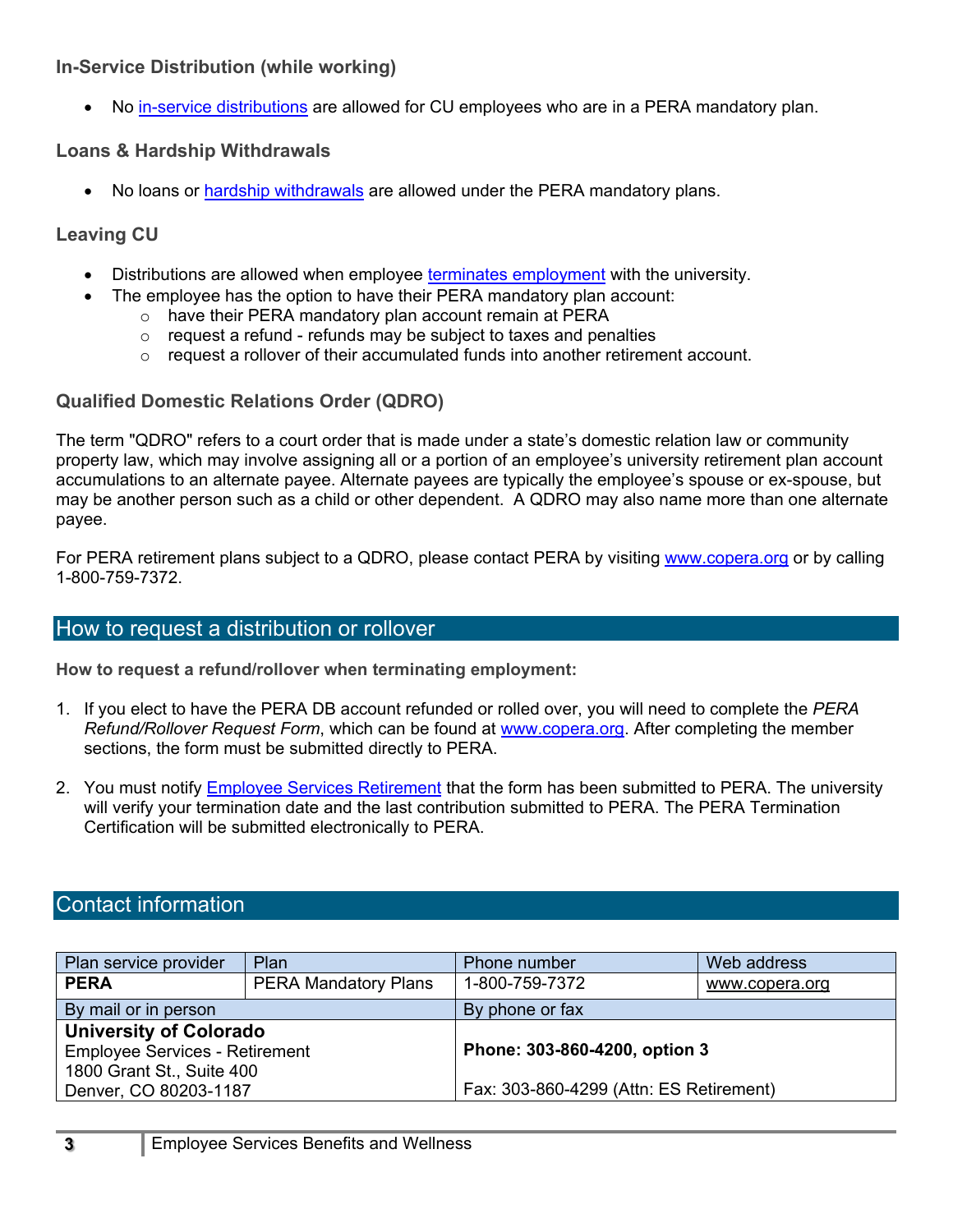### In-Service Distribution (while working)

- No in-service distributions are allowed for CU employees who are in a PERA mandatory plan.

### Loans & Hardship Withdrawals

- No loans or hardship withdrawals are allowed under the PERA mandatory plans.

### Leaving CU

- Distributions are allowed when employee terminates employment with the university.
- The employee has the option to have their PERA mandatory plan account:
  - have their PERA mandatory plan account remain at PERA
  - request a refund - refunds may be subject to taxes and penalties
  - request a rollover of their accumulated funds into another retirement account.

### Qualified Domestic Relations Order (QDRO)

The term "QDRO" refers to a court order that is made under a state's domestic relation law or community property law, which may involve assigning all or a portion of an employee's university retirement plan account accumulations to an alternate payee. Alternate payees are typically the employee's spouse or ex-spouse, but may be another person such as a child or other dependent. A QDRO may also name more than one alternate payee.

For PERA retirement plans subject to a QDRO, please contact PERA by visiting www.copera.org or by calling 1-800-759-7372.

## How to request a distribution or rollover

**How to request a refund/rollover when terminating employment:**

1. If you elect to have the PERA DB account refunded or rolled over, you will need to complete the *PERA Refund/Rollover Request Form*, which can be found at www.copera.org. After completing the member sections, the form must be submitted directly to PERA.

2. You must notify Employee Services Retirement that the form has been submitted to PERA. The university will verify your termination date and the last contribution submitted to PERA. The PERA Termination Certification will be submitted electronically to PERA.

## Contact information

| Plan service provider | Plan | Phone number | Web address |
|---|---|---|---|
| **PERA** | PERA Mandatory Plans | 1-800-759-7372 | www.copera.org |
| By mail or in person | | By phone or fax | |
| **University of Colorado**<br>Employee Services - Retirement<br>1800 Grant St., Suite 400<br>Denver, CO 80203-1187 | | **Phone: 303-860-4200, option 3**<br><br>Fax: 303-860-4299 (Attn: ES Retirement) | |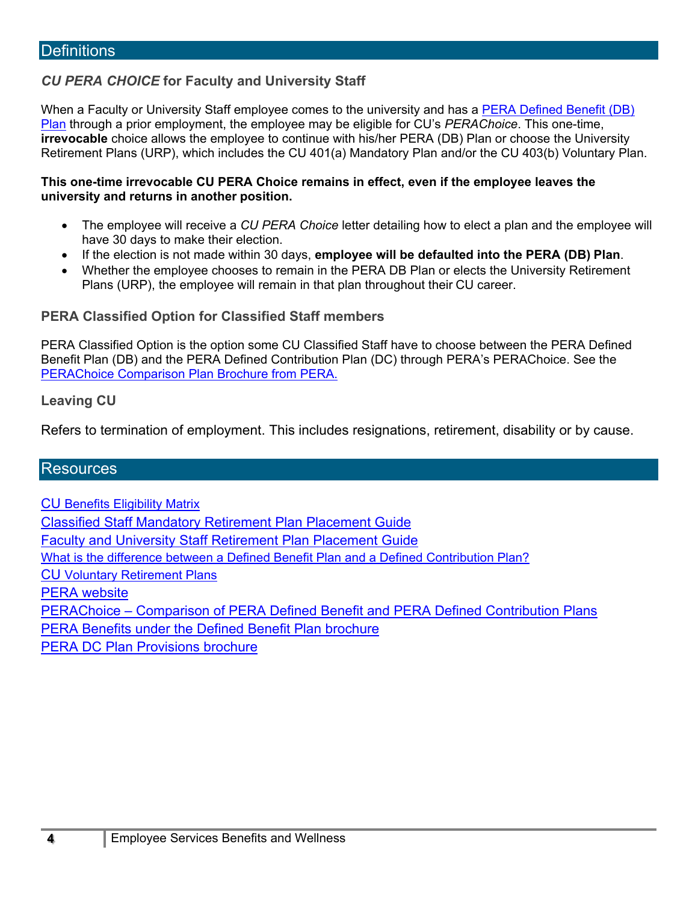## Definitions

### *CU PERA CHOICE* for Faculty and University Staff

When a Faculty or University Staff employee comes to the university and has a PERA Defined Benefit (DB) Plan through a prior employment, the employee may be eligible for CU's *PERAChoice*. This one-time, **irrevocable** choice allows the employee to continue with his/her PERA (DB) Plan or choose the University Retirement Plans (URP), which includes the CU 401(a) Mandatory Plan and/or the CU 403(b) Voluntary Plan.

**This one-time irrevocable CU PERA Choice remains in effect, even if the employee leaves the university and returns in another position.**

- The employee will receive a *CU PERA Choice* letter detailing how to elect a plan and the employee will have 30 days to make their election.
- If the election is not made within 30 days, **employee will be defaulted into the PERA (DB) Plan**.
- Whether the employee chooses to remain in the PERA DB Plan or elects the University Retirement Plans (URP), the employee will remain in that plan throughout their CU career.

### PERA Classified Option for Classified Staff members

PERA Classified Option is the option some CU Classified Staff have to choose between the PERA Defined Benefit Plan (DB) and the PERA Defined Contribution Plan (DC) through PERA's PERAChoice. See the PERAChoice Comparison Plan Brochure from PERA.

### Leaving CU

Refers to termination of employment. This includes resignations, retirement, disability or by cause.

## Resources

CU Benefits Eligibility Matrix
Classified Staff Mandatory Retirement Plan Placement Guide
Faculty and University Staff Retirement Plan Placement Guide
What is the difference between a Defined Benefit Plan and a Defined Contribution Plan?
CU Voluntary Retirement Plans
PERA website
PERAChoice – Comparison of PERA Defined Benefit and PERA Defined Contribution Plans
PERA Benefits under the Defined Benefit Plan brochure
PERA DC Plan Provisions brochure